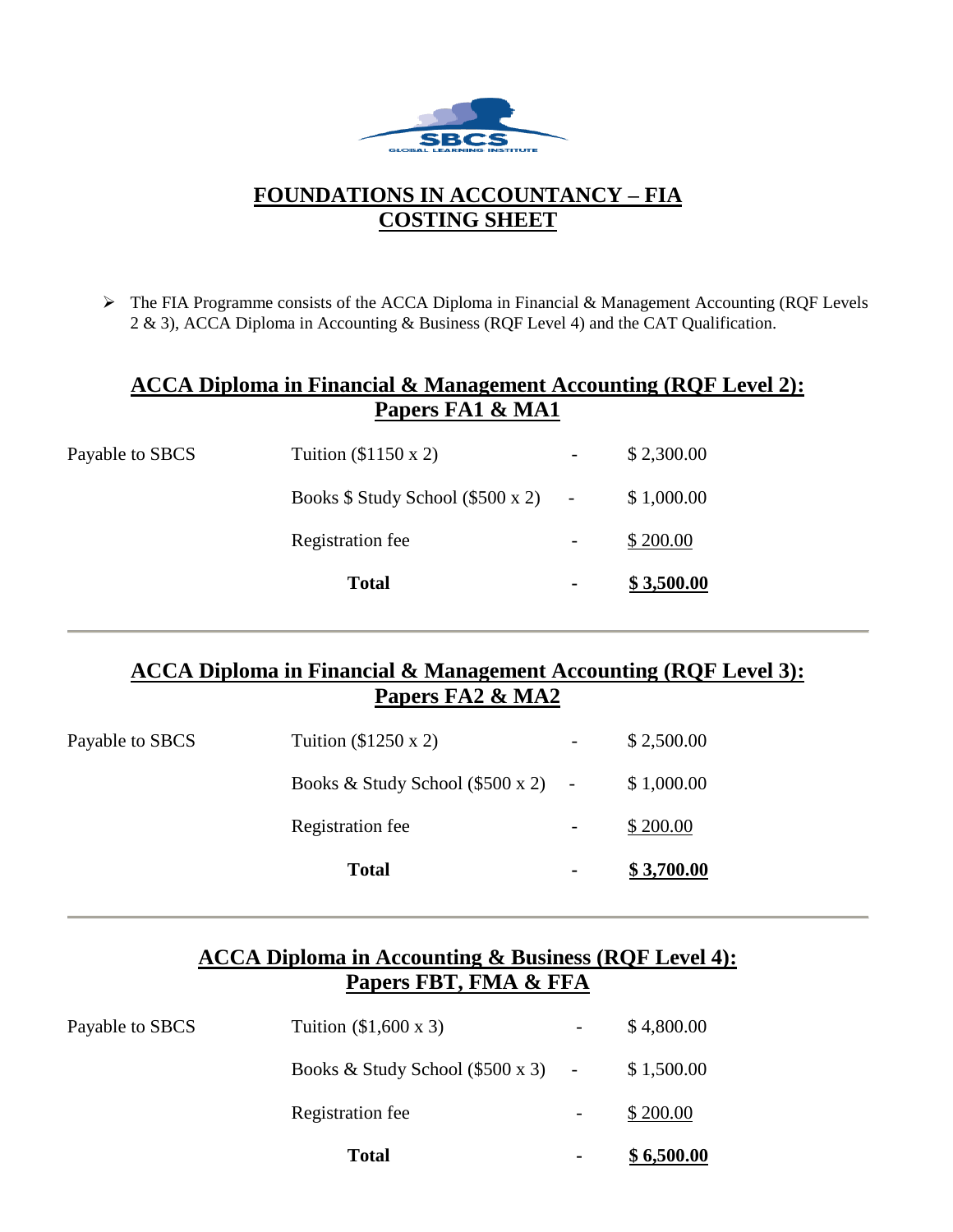# FOUNDATIONS IN ACCOUNTANCY – FIA
# COSTING SHEET

- The FIA Programme consists of the ACCA Diploma in Financial & Management Accounting (RQF Levels 2 & 3), ACCA Diploma in Accounting & Business (RQF Level 4) and the CAT Qualification.

## ACCA Diploma in Financial & Management Accounting (RQF Level 2): Papers FA1 & MA1

| | | | |
|---|---|---|---|
| Payable to SBCS | Tuition ($1150 x 2) | - | $ 2,300.00 |
| | Books $ Study School ($500 x 2) | - | $ 1,000.00 |
| | Registration fee | - | $ 200.00 |
| | **Total** | **-** | **$ 3,500.00** |

## ACCA Diploma in Financial & Management Accounting (RQF Level 3): Papers FA2 & MA2

| | | | |
|---|---|---|---|
| Payable to SBCS | Tuition ($1250 x 2) | - | $ 2,500.00 |
| | Books & Study School ($500 x 2) | - | $ 1,000.00 |
| | Registration fee | - | $ 200.00 |
| | **Total** | **-** | **$ 3,700.00** |

## ACCA Diploma in Accounting & Business (RQF Level 4): Papers FBT, FMA & FFA

| | | | |
|---|---|---|---|
| Payable to SBCS | Tuition ($1,600 x 3) | - | $ 4,800.00 |
| | Books & Study School ($500 x 3) | - | $ 1,500.00 |
| | Registration fee | - | $ 200.00 |
| | **Total** | **-** | **$ 6,500.00** |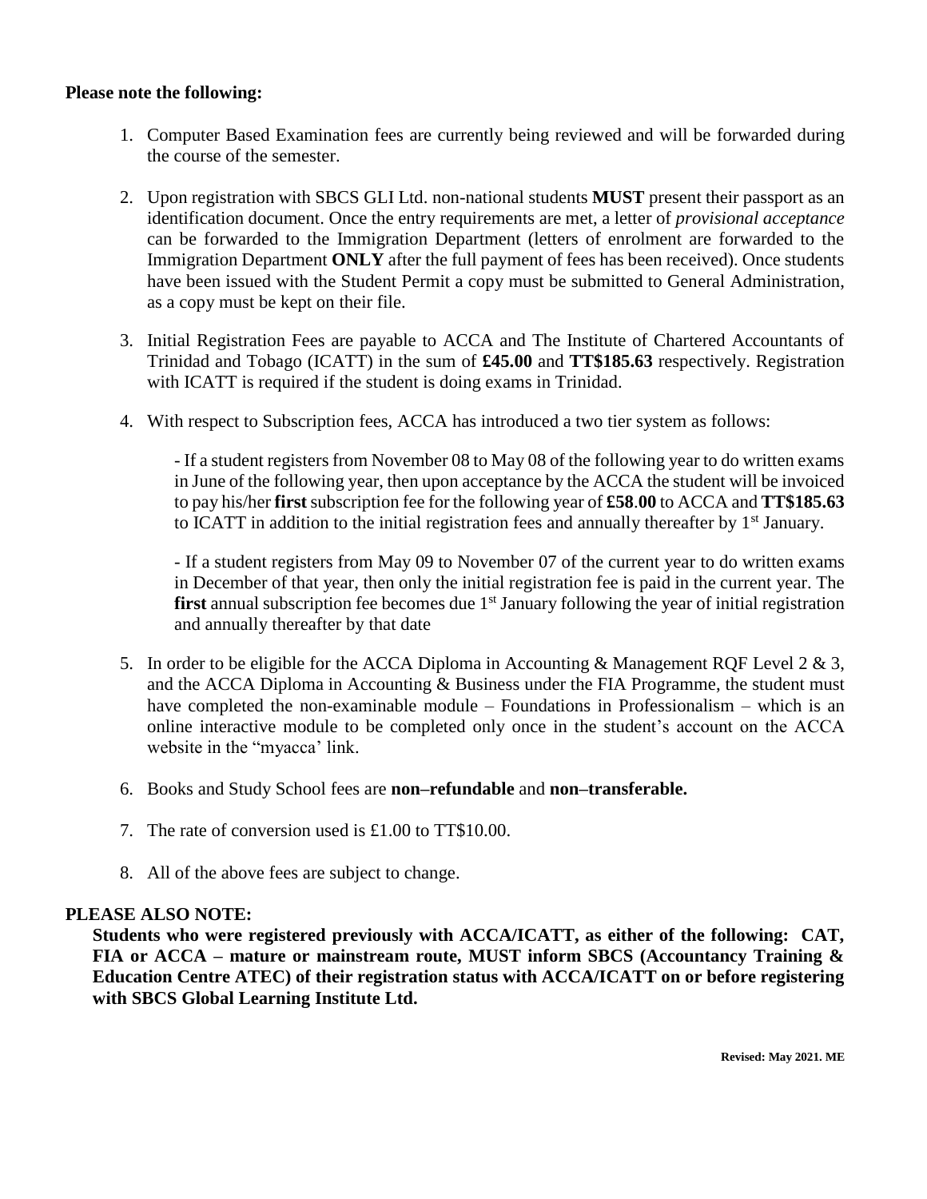**Please note the following:**

1. Computer Based Examination fees are currently being reviewed and will be forwarded during the course of the semester.

2. Upon registration with SBCS GLI Ltd. non-national students **MUST** present their passport as an identification document. Once the entry requirements are met, a letter of *provisional acceptance* can be forwarded to the Immigration Department (letters of enrolment are forwarded to the Immigration Department **ONLY** after the full payment of fees has been received). Once students have been issued with the Student Permit a copy must be submitted to General Administration, as a copy must be kept on their file.

3. Initial Registration Fees are payable to ACCA and The Institute of Chartered Accountants of Trinidad and Tobago (ICATT) in the sum of **£45.00** and **TT$185.63** respectively. Registration with ICATT is required if the student is doing exams in Trinidad.

4. With respect to Subscription fees, ACCA has introduced a two tier system as follows:

   - If a student registers from November 08 to May 08 of the following year to do written exams in June of the following year, then upon acceptance by the ACCA the student will be invoiced to pay his/her **first** subscription fee for the following year of **£58.00** to ACCA and **TT$185.63** to ICATT in addition to the initial registration fees and annually thereafter by 1st January.

   - If a student registers from May 09 to November 07 of the current year to do written exams in December of that year, then only the initial registration fee is paid in the current year. The **first** annual subscription fee becomes due 1st January following the year of initial registration and annually thereafter by that date

5. In order to be eligible for the ACCA Diploma in Accounting & Management RQF Level 2 & 3, and the ACCA Diploma in Accounting & Business under the FIA Programme, the student must have completed the non-examinable module – Foundations in Professionalism – which is an online interactive module to be completed only once in the student's account on the ACCA website in the "myacca' link.

6. Books and Study School fees are **non–refundable** and **non–transferable.**

7. The rate of conversion used is £1.00 to TT$10.00.

8. All of the above fees are subject to change.

**PLEASE ALSO NOTE:**

**Students who were registered previously with ACCA/ICATT, as either of the following: CAT, FIA or ACCA – mature or mainstream route, MUST inform SBCS (Accountancy Training & Education Centre ATEC) of their registration status with ACCA/ICATT on or before registering with SBCS Global Learning Institute Ltd.**

**Revised: May 2021. ME**